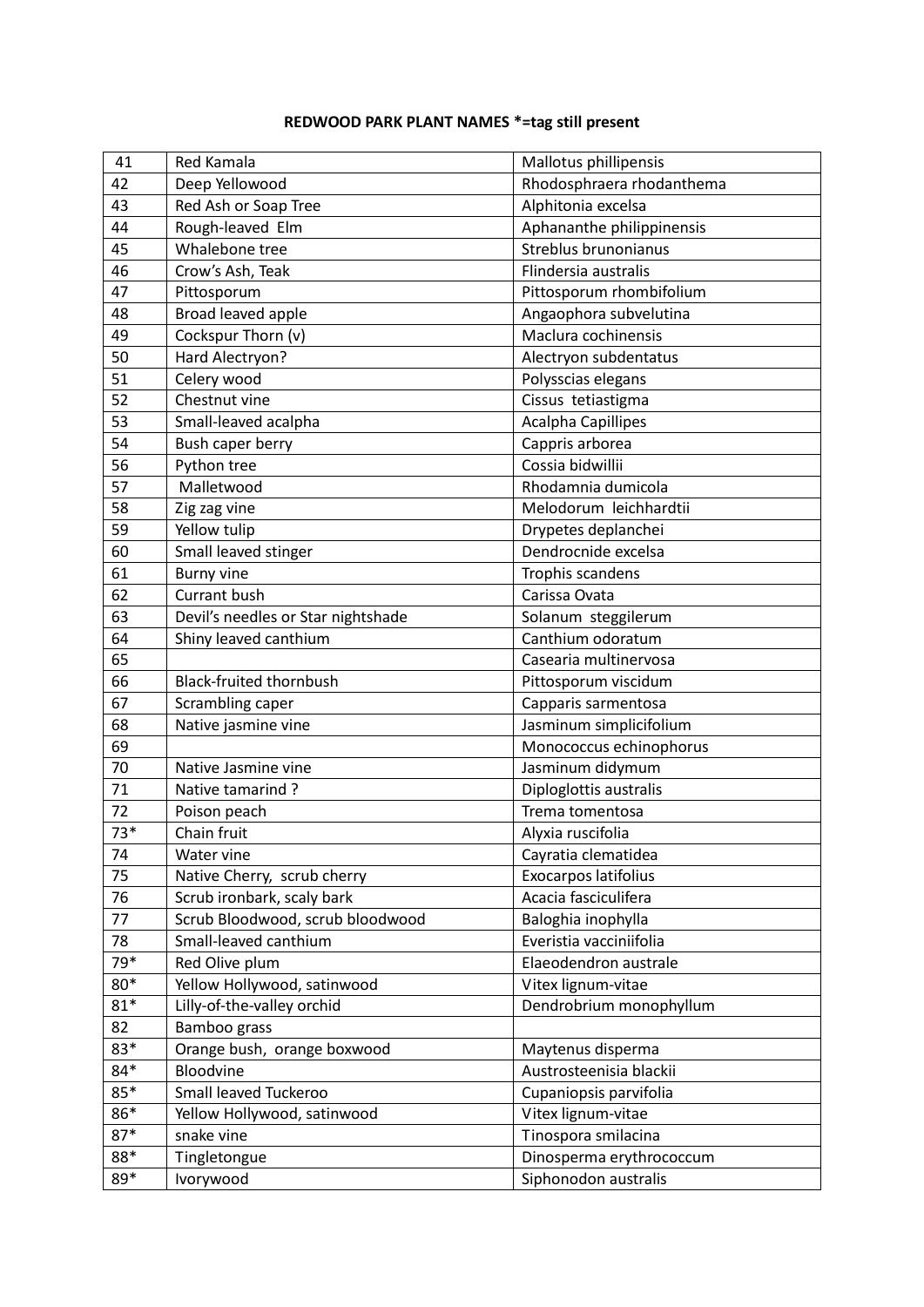**REDWOOD PARK PLANT NAMES *=tag still present**

| | | |
|---|---|---|
| 41 | Red Kamala | Mallotus phillipensis |
| 42 | Deep Yellowood | Rhodosphraera rhodanthema |
| 43 | Red Ash or Soap Tree | Alphitonia excelsa |
| 44 | Rough-leaved Elm | Aphananthe philippinensis |
| 45 | Whalebone tree | Streblus brunonianus |
| 46 | Crow's Ash, Teak | Flindersia australis |
| 47 | Pittosporum | Pittosporum rhombifolium |
| 48 | Broad leaved apple | Angaophora subvelutina |
| 49 | Cockspur Thorn (v) | Maclura cochinensis |
| 50 | Hard Alectryon? | Alectryon subdentatus |
| 51 | Celery wood | Polysscias elegans |
| 52 | Chestnut vine | Cissus tetiastigma |
| 53 | Small-leaved acalpha | Acalpha Capillipes |
| 54 | Bush caper berry | Cappris arborea |
| 56 | Python tree | Cossia bidwillii |
| 57 | Malletwood | Rhodamnia dumicola |
| 58 | Zig zag vine | Melodorum leichhardtii |
| 59 | Yellow tulip | Drypetes deplanchei |
| 60 | Small leaved stinger | Dendrocnide excelsa |
| 61 | Burny vine | Trophis scandens |
| 62 | Currant bush | Carissa Ovata |
| 63 | Devil's needles or Star nightshade | Solanum steggilerum |
| 64 | Shiny leaved canthium | Canthium odoratum |
| 65 | | Casearia multinervosa |
| 66 | Black-fruited thornbush | Pittosporum viscidum |
| 67 | Scrambling caper | Capparis sarmentosa |
| 68 | Native jasmine vine | Jasminum simplicifolium |
| 69 | | Monococcus echinophorus |
| 70 | Native Jasmine vine | Jasminum didymum |
| 71 | Native tamarind ? | Diploglottis australis |
| 72 | Poison peach | Trema tomentosa |
| 73* | Chain fruit | Alyxia ruscifolia |
| 74 | Water vine | Cayratia clematidea |
| 75 | Native Cherry, scrub cherry | Exocarpos latifolius |
| 76 | Scrub ironbark, scaly bark | Acacia fasciculifera |
| 77 | Scrub Bloodwood, scrub bloodwood | Baloghia inophylla |
| 78 | Small-leaved canthium | Everistia vacciniifolia |
| 79* | Red Olive plum | Elaeodendron australe |
| 80* | Yellow Hollywood, satinwood | Vitex lignum-vitae |
| 81* | Lilly-of-the-valley orchid | Dendrobrium monophyllum |
| 82 | Bamboo grass | |
| 83* | Orange bush, orange boxwood | Maytenus disperma |
| 84* | Bloodvine | Austrosteenisia blackii |
| 85* | Small leaved Tuckeroo | Cupaniopsis parvifolia |
| 86* | Yellow Hollywood, satinwood | Vitex lignum-vitae |
| 87* | snake vine | Tinospora smilacina |
| 88* | Tingletongue | Dinosperma erythrococcum |
| 89* | Ivorywood | Siphonodon australis |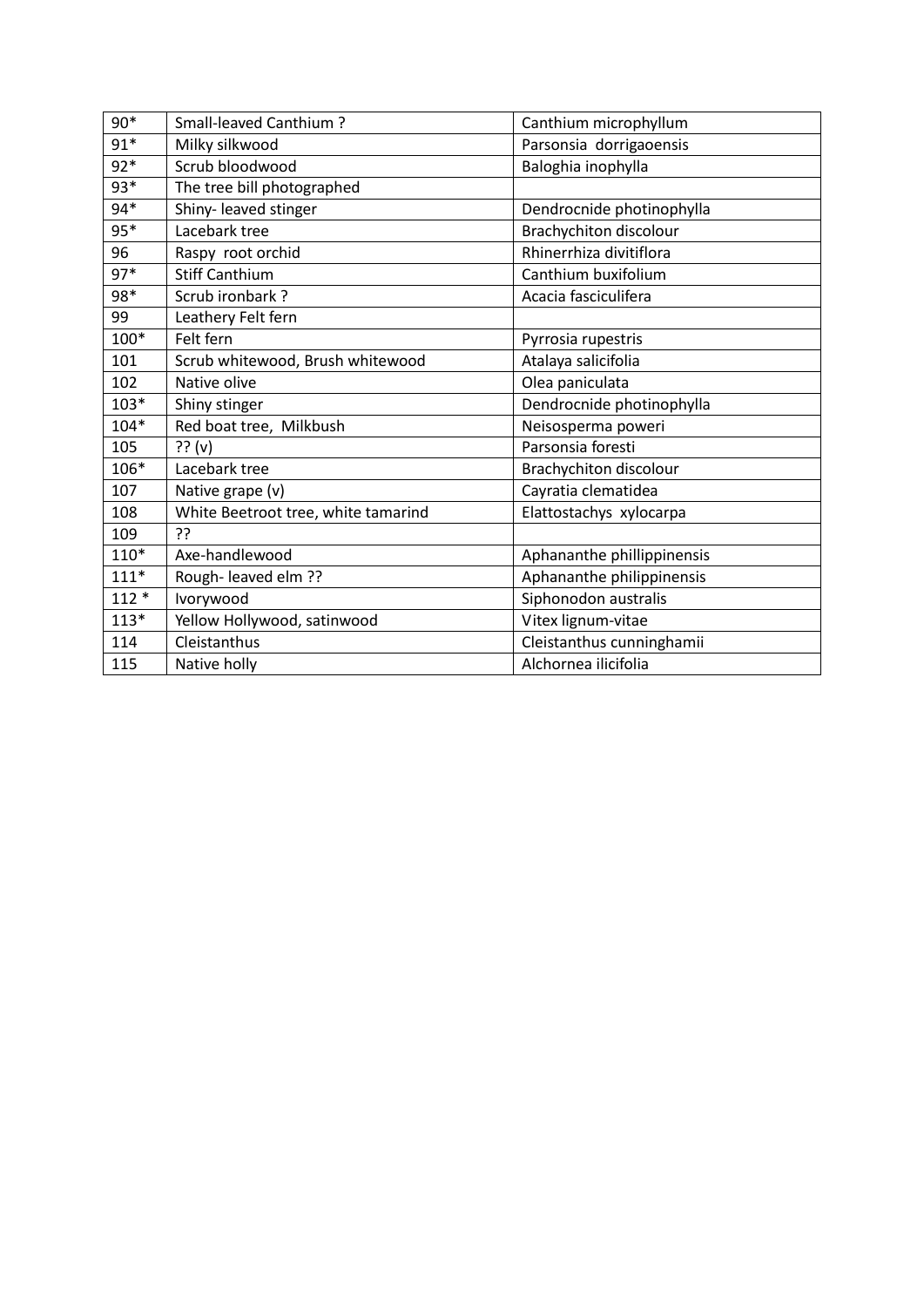| | | |
|---|---|---|
| 90* | Small-leaved Canthium ? | Canthium microphyllum |
| 91* | Milky silkwood | Parsonsia dorrigaoensis |
| 92* | Scrub bloodwood | Baloghia inophylla |
| 93* | The tree bill photographed | |
| 94* | Shiny- leaved stinger | Dendrocnide photinophylla |
| 95* | Lacebark tree | Brachychiton discolour |
| 96 | Raspy root orchid | Rhinerrhiza divitiflora |
| 97* | Stiff Canthium | Canthium buxifolium |
| 98* | Scrub ironbark ? | Acacia fasciculifera |
| 99 | Leathery Felt fern | |
| 100* | Felt fern | Pyrrosia rupestris |
| 101 | Scrub whitewood, Brush whitewood | Atalaya salicifolia |
| 102 | Native olive | Olea paniculata |
| 103* | Shiny stinger | Dendrocnide photinophylla |
| 104* | Red boat tree, Milkbush | Neisosperma poweri |
| 105 | ?? (v) | Parsonsia foresti |
| 106* | Lacebark tree | Brachychiton discolour |
| 107 | Native grape (v) | Cayratia clematidea |
| 108 | White Beetroot tree, white tamarind | Elattostachys xylocarpa |
| 109 | ?? | |
| 110* | Axe-handlewood | Aphananthe phillippinensis |
| 111* | Rough- leaved elm ?? | Aphananthe philippinensis |
| 112 * | Ivorywood | Siphonodon australis |
| 113* | Yellow Hollywood, satinwood | Vitex lignum-vitae |
| 114 | Cleistanthus | Cleistanthus cunninghamii |
| 115 | Native holly | Alchornea ilicifolia |